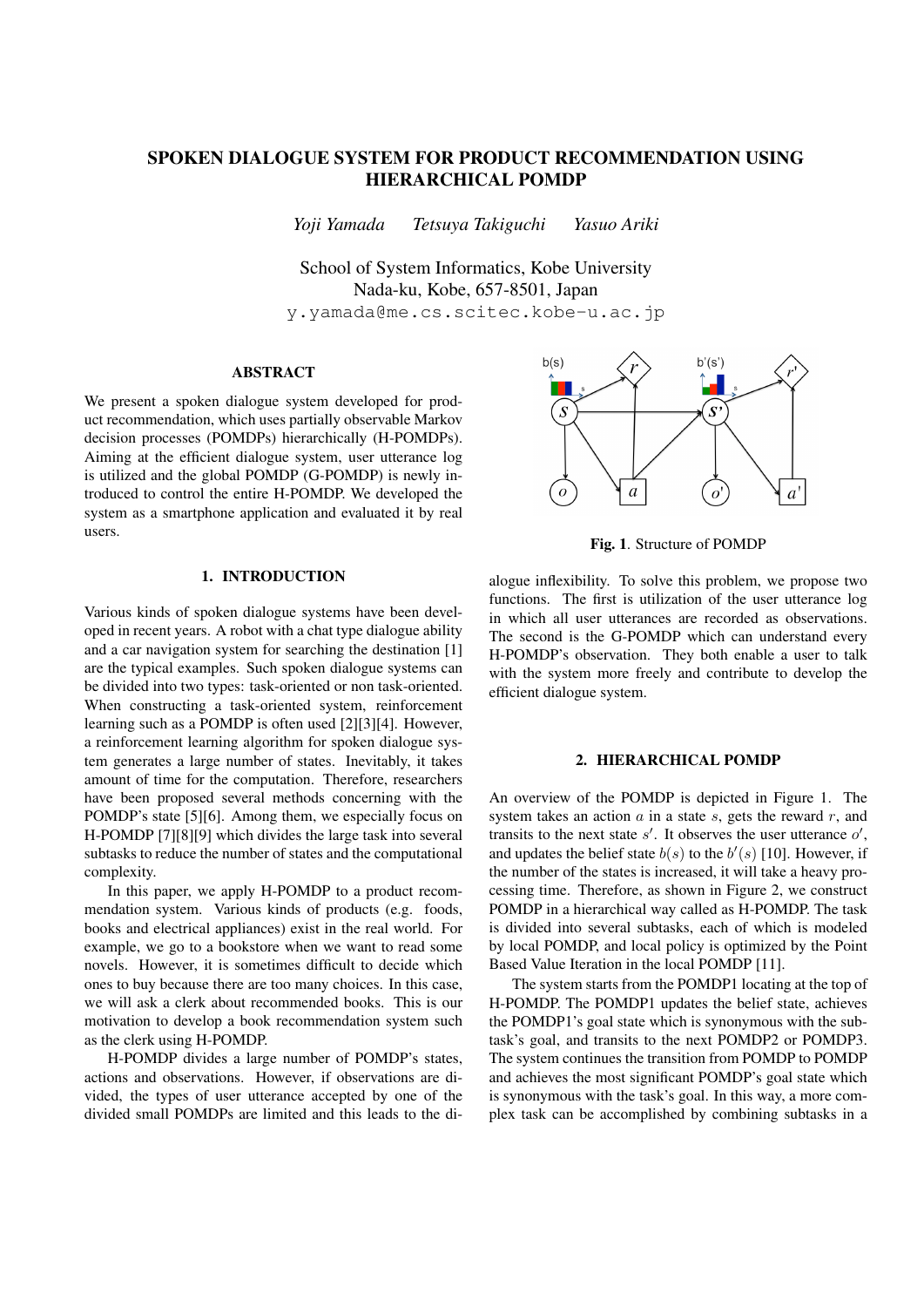# SPOKEN DIALOGUE SYSTEM FOR PRODUCT RECOMMENDATION USING HIERARCHICAL POMDP

*Yoji Yamada* *Tetsuya Takiguchi* *Yasuo Ariki*

School of System Informatics, Kobe University
Nada-ku, Kobe, 657-8501, Japan
y.yamada@me.cs.scitec.kobe-u.ac.jp

## ABSTRACT

We present a spoken dialogue system developed for product recommendation, which uses partially observable Markov decision processes (POMDPs) hierarchically (H-POMDPs). Aiming at the efficient dialogue system, user utterance log is utilized and the global POMDP (G-POMDP) is newly introduced to control the entire H-POMDP. We developed the system as a smartphone application and evaluated it by real users.

## 1. INTRODUCTION

Various kinds of spoken dialogue systems have been developed in recent years. A robot with a chat type dialogue ability and a car navigation system for searching the destination [1] are the typical examples. Such spoken dialogue systems can be divided into two types: task-oriented or non task-oriented. When constructing a task-oriented system, reinforcement learning such as a POMDP is often used [2][3][4]. However, a reinforcement learning algorithm for spoken dialogue system generates a large number of states. Inevitably, it takes amount of time for the computation. Therefore, researchers have been proposed several methods concerning with the POMDP's state [5][6]. Among them, we especially focus on H-POMDP [7][8][9] which divides the large task into several subtasks to reduce the number of states and the computational complexity.

In this paper, we apply H-POMDP to a product recommendation system. Various kinds of products (e.g. foods, books and electrical appliances) exist in the real world. For example, we go to a bookstore when we want to read some novels. However, it is sometimes difficult to decide which ones to buy because there are too many choices. In this case, we will ask a clerk about recommended books. This is our motivation to develop a book recommendation system such as the clerk using H-POMDP.

H-POMDP divides a large number of POMDP's states, actions and observations. However, if observations are divided, the types of user utterance accepted by one of the divided small POMDPs are limited and this leads to the dialogue inflexibility. To solve this problem, we propose two functions. The first is utilization of the user utterance log in which all user utterances are recorded as observations. The second is the G-POMDP which can understand every H-POMDP's observation. They both enable a user to talk with the system more freely and contribute to develop the efficient dialogue system.

**Fig. 1**. Structure of POMDP

## 2. HIERARCHICAL POMDP

An overview of the POMDP is depicted in Figure 1. The system takes an action $a$ in a state $s$, gets the reward $r$, and transits to the next state $s'$. It observes the user utterance $o'$, and updates the belief state $b(s)$ to the $b'(s)$ [10]. However, if the number of the states is increased, it will take a heavy processing time. Therefore, as shown in Figure 2, we construct POMDP in a hierarchical way called as H-POMDP. The task is divided into several subtasks, each of which is modeled by local POMDP, and local policy is optimized by the Point Based Value Iteration in the local POMDP [11].

The system starts from the POMDP1 locating at the top of H-POMDP. The POMDP1 updates the belief state, achieves the POMDP1's goal state which is synonymous with the subtask's goal, and transits to the next POMDP2 or POMDP3. The system continues the transition from POMDP to POMDP and achieves the most significant POMDP's goal state which is synonymous with the task's goal. In this way, a more complex task can be accomplished by combining subtasks in a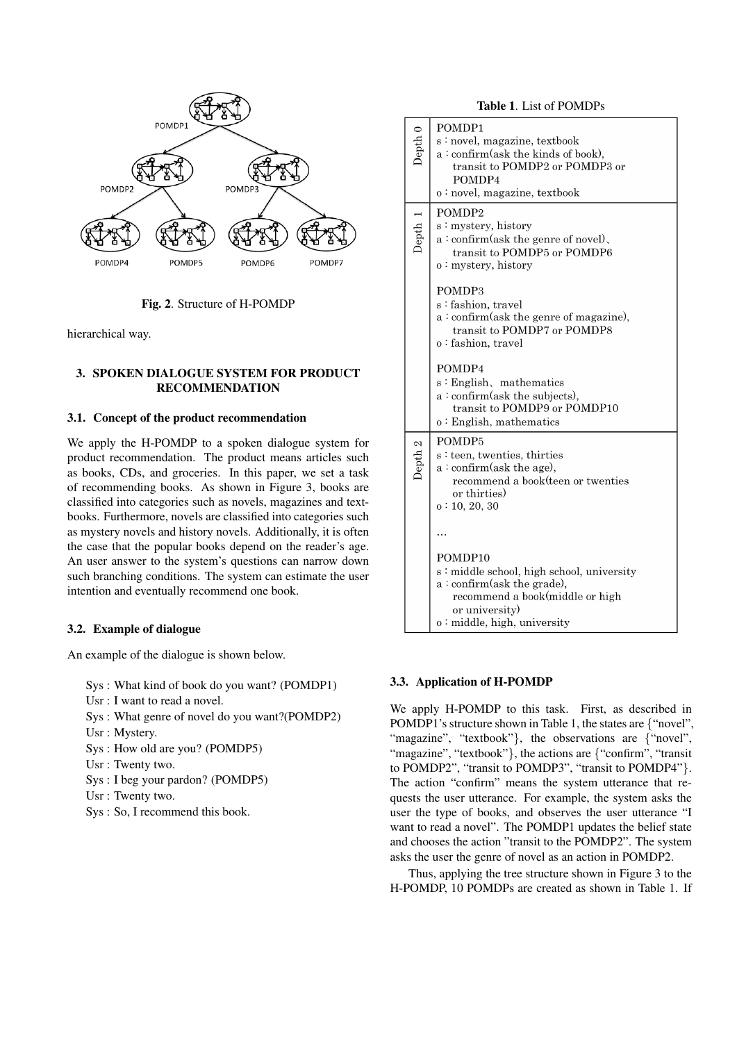**Fig. 2**. Structure of H-POMDP

hierarchical way.

## 3. SPOKEN DIALOGUE SYSTEM FOR PRODUCT RECOMMENDATION

### 3.1. Concept of the product recommendation

We apply the H-POMDP to a spoken dialogue system for product recommendation. The product means articles such as books, CDs, and groceries. In this paper, we set a task of recommending books. As shown in Figure 3, books are classified into categories such as novels, magazines and textbooks. Furthermore, novels are classified into categories such as mystery novels and history novels. Additionally, it is often the case that the popular books depend on the reader's age. An user answer to the system's questions can narrow down such branching conditions. The system can estimate the user intention and eventually recommend one book.

### 3.2. Example of dialogue

An example of the dialogue is shown below.

Sys : What kind of book do you want? (POMDP1)
Usr : I want to read a novel.
Sys : What genre of novel do you want?(POMDP2)
Usr : Mystery.
Sys : How old are you? (POMDP5)
Usr : Twenty two.
Sys : I beg your pardon? (POMDP5)
Usr : Twenty two.
Sys : So, I recommend this book.

**Table 1**. List of POMDPs

| Depth | POMDPs |
|---|---|
| Depth 0 | POMDP1<br>s : novel, magazine, textbook<br>a : confirm(ask the kinds of book), transit to POMDP2 or POMDP3 or POMDP4<br>o : novel, magazine, textbook |
| Depth 1 | POMDP2<br>s : mystery, history<br>a : confirm(ask the genre of novel)、transit to POMDP5 or POMDP6<br>o : mystery, history<br><br>POMDP3<br>s : fashion, travel<br>a : confirm(ask the genre of magazine), transit to POMDP7 or POMDP8<br>o : fashion, travel<br><br>POMDP4<br>s : English、mathematics<br>a : confirm(ask the subjects), transit to POMDP9 or POMDP10<br>o : English, mathematics |
| Depth 2 | POMDP5<br>s : teen, twenties, thirties<br>a : confirm(ask the age), recommend a book(teen or twenties or thirties)<br>o : 10, 20, 30<br><br>…<br><br>POMDP10<br>s : middle school, high school, university<br>a : confirm(ask the grade), recommend a book(middle or high or university)<br>o : middle, high, university |

### 3.3. Application of H-POMDP

We apply H-POMDP to this task. First, as described in POMDP1's structure shown in Table 1, the states are {"novel", "magazine", "textbook"}, the observations are {"novel", "magazine", "textbook"}, the actions are {"confirm", "transit to POMDP2", "transit to POMDP3", "transit to POMDP4"}. The action "confirm" means the system utterance that requests the user utterance. For example, the system asks the user the type of books, and observes the user utterance "I want to read a novel". The POMDP1 updates the belief state and chooses the action "transit to the POMDP2". The system asks the user the genre of novel as an action in POMDP2.

Thus, applying the tree structure shown in Figure 3 to the H-POMDP, 10 POMDPs are created as shown in Table 1. If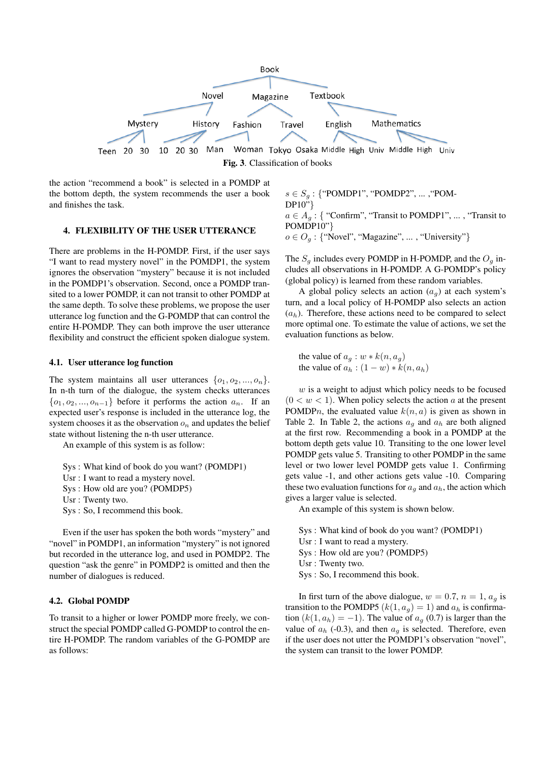Fig. 3. Classification of books

the action "recommend a book" is selected in a POMDP at the bottom depth, the system recommends the user a book and finishes the task.

## 4. FLEXIBILITY OF THE USER UTTERANCE

There are problems in the H-POMDP. First, if the user says "I want to read mystery novel" in the POMDP1, the system ignores the observation "mystery" because it is not included in the POMDP1's observation. Second, once a POMDP transited to a lower POMDP, it can not transit to other POMDP at the same depth. To solve these problems, we propose the user utterance log function and the G-POMDP that can control the entire H-POMDP. They can both improve the user utterance flexibility and construct the efficient spoken dialogue system.

### 4.1. User utterance log function

The system maintains all user utterances $\{o_1, o_2, ..., o_n\}$. In n-th turn of the dialogue, the system checks utterances $\{o_1, o_2, ..., o_{n-1}\}$ before it performs the action $a_n$. If an expected user's response is included in the utterance log, the system chooses it as the observation $o_n$ and updates the belief state without listening the n-th user utterance.

An example of this system is as follow:

Sys : What kind of book do you want? (POMDP1)
Usr : I want to read a mystery novel.
Sys : How old are you? (POMDP5)
Usr : Twenty two.
Sys : So, I recommend this book.

Even if the user has spoken the both words "mystery" and "novel" in POMDP1, an information "mystery" is not ignored but recorded in the utterance log, and used in POMDP2. The question "ask the genre" in POMDP2 is omitted and then the number of dialogues is reduced.

### 4.2. Global POMDP

To transit to a higher or lower POMDP more freely, we construct the special POMDP called G-POMDP to control the entire H-POMDP. The random variables of the G-POMDP are as follows:

$s \in S_g$ : {"POMDP1", "POMDP2", ... ,"POMDP10"}
$a \in A_g$ : { "Confirm", "Transit to POMDP1", ... , "Transit to POMDP10"}
$o \in O_g$ : {"Novel", "Magazine", ... , "University"}

The $S_g$ includes every POMDP in H-POMDP, and the $O_g$ includes all observations in H-POMDP. A G-POMDP's policy (global policy) is learned from these random variables.

A global policy selects an action ($a_g$) at each system's turn, and a local policy of H-POMDP also selects an action ($a_h$). Therefore, these actions need to be compared to select more optimal one. To estimate the value of actions, we set the evaluation functions as below.

the value of $a_g$ : $w * k(n, a_g)$
the value of $a_h$ : $(1 - w) * k(n, a_h)$

$w$ is a weight to adjust which policy needs to be focused ($0 < w < 1$). When policy selects the action $a$ at the present POMDP$n$, the evaluated value $k(n, a)$ is given as shown in Table 2. In Table 2, the actions $a_g$ and $a_h$ are both aligned at the first row. Recommending a book in a POMDP at the bottom depth gets value 10. Transiting to the one lower level POMDP gets value 5. Transiting to other POMDP in the same level or two lower level POMDP gets value 1. Confirming gets value -1, and other actions gets value -10. Comparing these two evaluation functions for $a_g$ and $a_h$, the action which gives a larger value is selected.

An example of this system is shown below.

Sys : What kind of book do you want? (POMDP1)
Usr : I want to read a mystery.
Sys : How old are you? (POMDP5)
Usr : Twenty two.
Sys : So, I recommend this book.

In first turn of the above dialogue, $w = 0.7$, $n = 1$, $a_g$ is transition to the POMDP5 ($k(1, a_g) = 1$) and $a_h$ is confirmation ($k(1, a_h) = -1$). The value of $a_g$ (0.7) is larger than the value of $a_h$ (-0.3), and then $a_g$ is selected. Therefore, even if the user does not utter the POMDP1's observation "novel", the system can transit to the lower POMDP.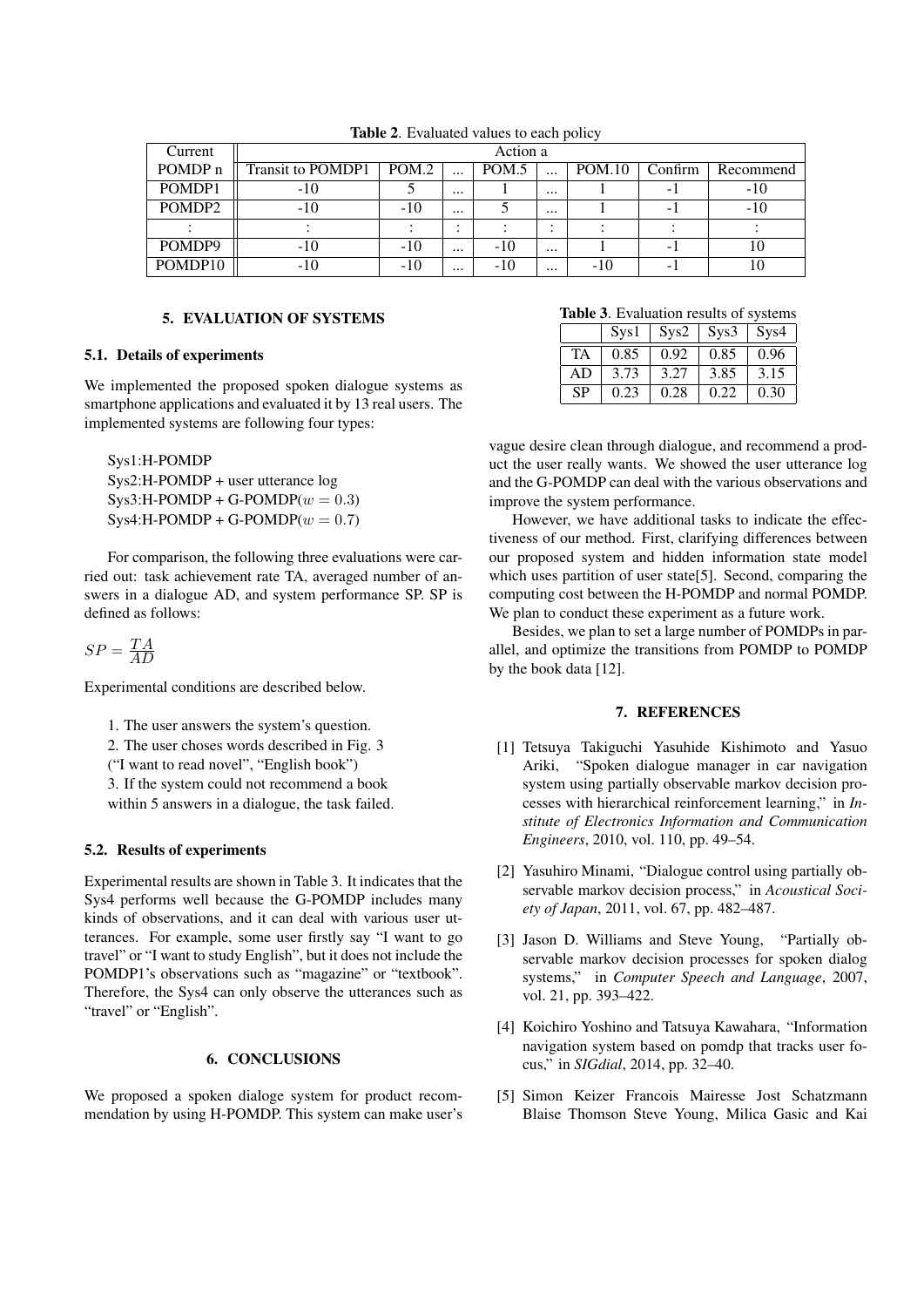**Table 2**. Evaluated values to each policy

| Current | Action a | | | | | | | |
|---|---|---|---|---|---|---|---|---|
| POMDP n | Transit to POMDP1 | POM.2 | ... | POM.5 | ... | POM.10 | Confirm | Recommend |
| POMDP1 | -10 | 5 | ... | 1 | ... | 1 | -1 | -10 |
| POMDP2 | -10 | -10 | ... | 5 | ... | 1 | -1 | -10 |
| : | : | : | : | : | : | : | : | : |
| POMDP9 | -10 | -10 | ... | -10 | ... | 1 | -1 | 10 |
| POMDP10 | -10 | -10 | ... | -10 | ... | -10 | -1 | 10 |

## 5. EVALUATION OF SYSTEMS

### 5.1. Details of experiments

We implemented the proposed spoken dialogue systems as smartphone applications and evaluated it by 13 real users. The implemented systems are following four types:

Sys1:H-POMDP
Sys2:H-POMDP + user utterance log
Sys3:H-POMDP + G-POMDP($w = 0.3$)
Sys4:H-POMDP + G-POMDP($w = 0.7$)

For comparison, the following three evaluations were carried out: task achievement rate TA, averaged number of answers in a dialogue AD, and system performance SP. SP is defined as follows:

$$SP = \frac{TA}{AD}$$

Experimental conditions are described below.

1. The user answers the system's question.
2. The user choses words described in Fig. 3
("I want to read novel", "English book")
3. If the system could not recommend a book within 5 answers in a dialogue, the task failed.

### 5.2. Results of experiments

Experimental results are shown in Table 3. It indicates that the Sys4 performs well because the G-POMDP includes many kinds of observations, and it can deal with various user utterances. For example, some user firstly say "I want to go travel" or "I want to study English", but it does not include the POMDP1's observations such as "magazine" or "textbook". Therefore, the Sys4 can only observe the utterances such as "travel" or "English".

**Table 3**. Evaluation results of systems

| | Sys1 | Sys2 | Sys3 | Sys4 |
|---|---|---|---|---|
| TA | 0.85 | 0.92 | 0.85 | 0.96 |
| AD | 3.73 | 3.27 | 3.85 | 3.15 |
| SP | 0.23 | 0.28 | 0.22 | 0.30 |

## 6. CONCLUSIONS

We proposed a spoken dialoge system for product recommendation by using H-POMDP. This system can make user's vague desire clean through dialogue, and recommend a product the user really wants. We showed the user utterance log and the G-POMDP can deal with the various observations and improve the system performance.

However, we have additional tasks to indicate the effectiveness of our method. First, clarifying differences between our proposed system and hidden information state model which uses partition of user state[5]. Second, comparing the computing cost between the H-POMDP and normal POMDP. We plan to conduct these experiment as a future work.

Besides, we plan to set a large number of POMDPs in parallel, and optimize the transitions from POMDP to POMDP by the book data [12].

## 7. REFERENCES

[1] Tetsuya Takiguchi Yasuhide Kishimoto and Yasuo Ariki, "Spoken dialogue manager in car navigation system using partially observable markov decision processes with hierarchical reinforcement learning," in *Institute of Electronics Information and Communication Engineers*, 2010, vol. 110, pp. 49–54.

[2] Yasuhiro Minami, "Dialogue control using partially observable markov decision process," in *Acoustical Society of Japan*, 2011, vol. 67, pp. 482–487.

[3] Jason D. Williams and Steve Young, "Partially observable markov decision processes for spoken dialog systems," in *Computer Speech and Language*, 2007, vol. 21, pp. 393–422.

[4] Koichiro Yoshino and Tatsuya Kawahara, "Information navigation system based on pomdp that tracks user focus," in *SIGdial*, 2014, pp. 32–40.

[5] Simon Keizer Francois Mairesse Jost Schatzmann Blaise Thomson Steve Young, Milica Gasic and Kai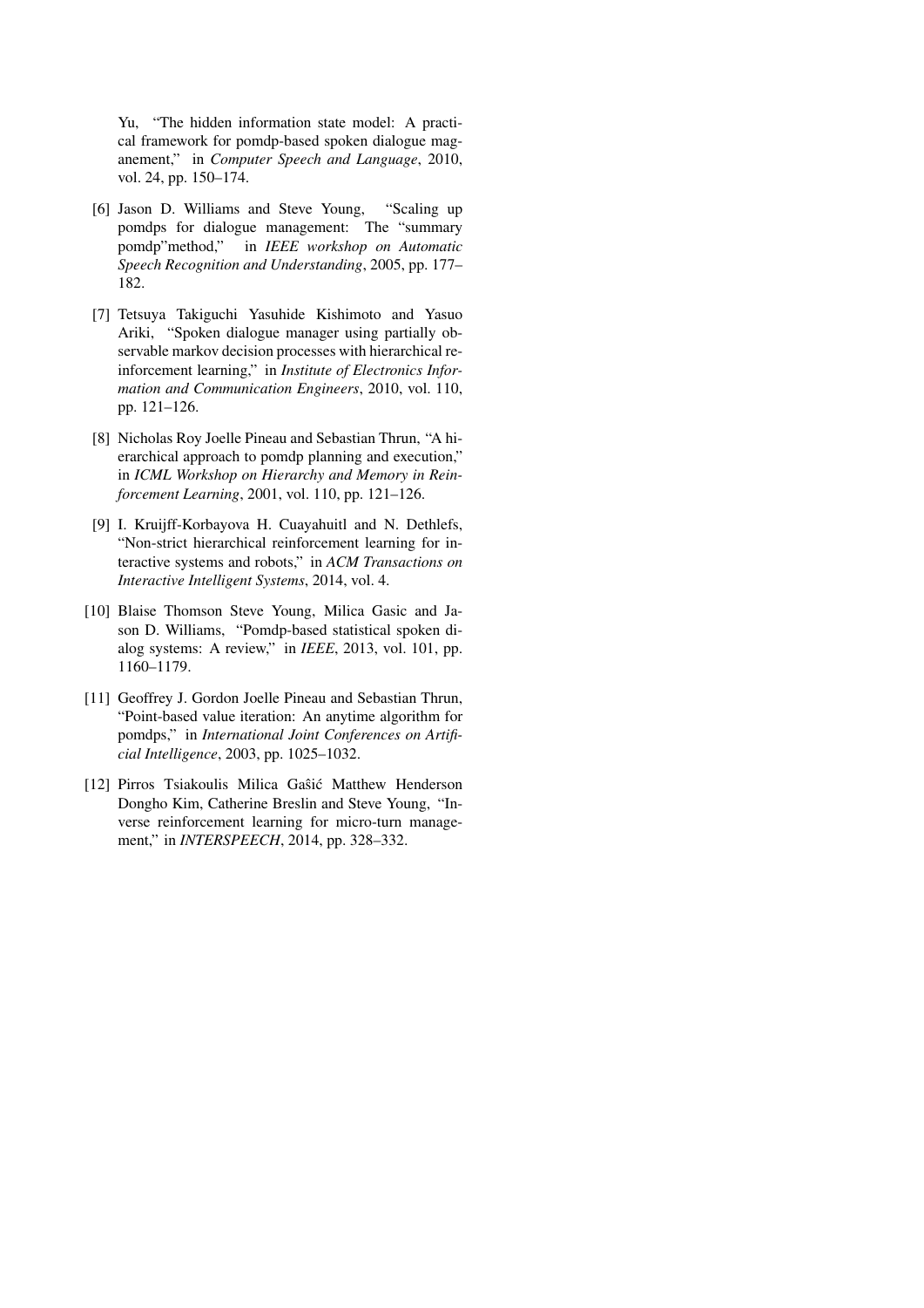Yu, "The hidden information state model: A practical framework for pomdp-based spoken dialogue maganement," in *Computer Speech and Language*, 2010, vol. 24, pp. 150–174.

[6] Jason D. Williams and Steve Young, "Scaling up pomdps for dialogue management: The "summary pomdp"method," in *IEEE workshop on Automatic Speech Recognition and Understanding*, 2005, pp. 177–182.

[7] Tetsuya Takiguchi Yasuhide Kishimoto and Yasuo Ariki, "Spoken dialogue manager using partially observable markov decision processes with hierarchical reinforcement learning," in *Institute of Electronics Information and Communication Engineers*, 2010, vol. 110, pp. 121–126.

[8] Nicholas Roy Joelle Pineau and Sebastian Thrun, "A hierarchical approach to pomdp planning and execution," in *ICML Workshop on Hierarchy and Memory in Reinforcement Learning*, 2001, vol. 110, pp. 121–126.

[9] I. Kruijff-Korbayova H. Cuayahuitl and N. Dethlefs, "Non-strict hierarchical reinforcement learning for interactive systems and robots," in *ACM Transactions on Interactive Intelligent Systems*, 2014, vol. 4.

[10] Blaise Thomson Steve Young, Milica Gasic and Jason D. Williams, "Pomdp-based statistical spoken dialog systems: A review," in *IEEE*, 2013, vol. 101, pp. 1160–1179.

[11] Geoffrey J. Gordon Joelle Pineau and Sebastian Thrun, "Point-based value iteration: An anytime algorithm for pomdps," in *International Joint Conferences on Artificial Intelligence*, 2003, pp. 1025–1032.

[12] Pirros Tsiakoulis Milica Gaŝić Matthew Henderson Dongho Kim, Catherine Breslin and Steve Young, "Inverse reinforcement learning for micro-turn management," in *INTERSPEECH*, 2014, pp. 328–332.